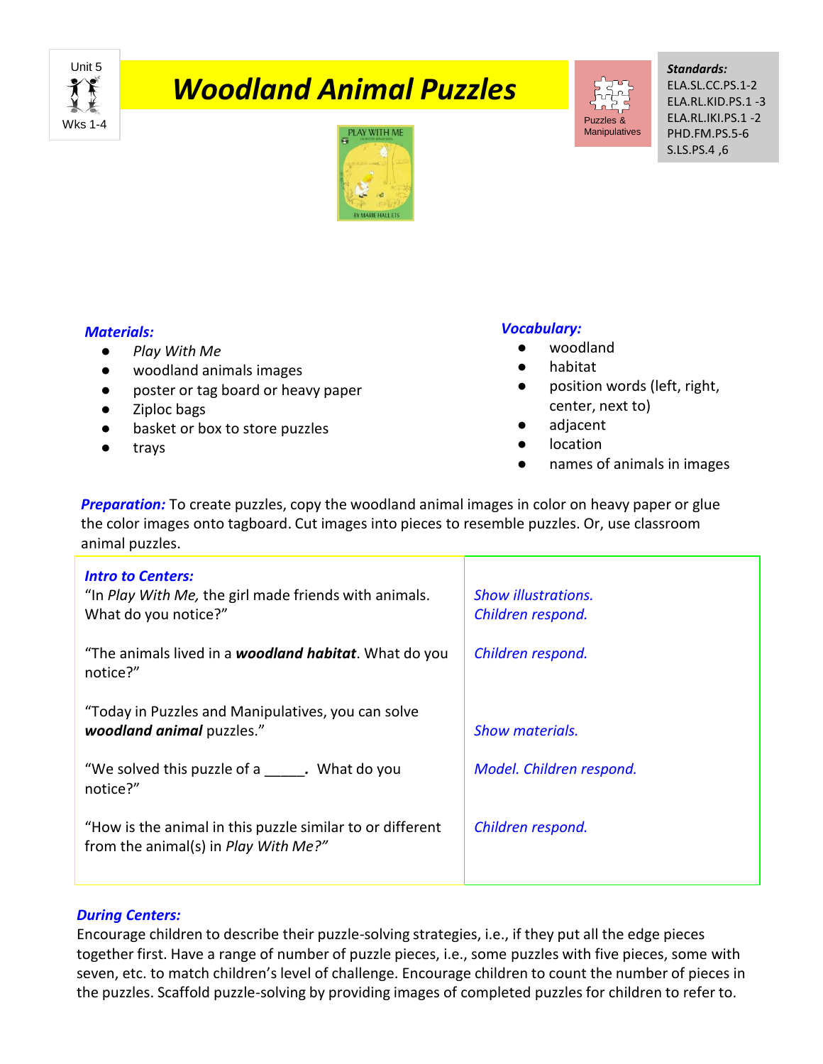Unit 5

Wks 1-4

# *Woodland Animal Puzzles*

Puzzles & Manipulatives

***Standards:***
ELA.SL.CC.PS.1-2
ELA.RL.KID.PS.1 -3
ELA.RL.IKI.PS.1 -2
PHD.FM.PS.5-6
S.LS.PS.4 ,6

***Materials:***

- *Play With Me*
- woodland animals images
- poster or tag board or heavy paper
- Ziploc bags
- basket or box to store puzzles
- trays

***Vocabulary:***

- woodland
- habitat
- position words (left, right, center, next to)
- adjacent
- location
- names of animals in images

***Preparation:*** To create puzzles, copy the woodland animal images in color on heavy paper or glue the color images onto tagboard. Cut images into pieces to resemble puzzles. Or, use classroom animal puzzles.

| ***Intro to Centers:*** | |
|---|---|
| "In *Play With Me,* the girl made friends with animals. What do you notice?" | *Show illustrations. Children respond.* |
| "The animals lived in a ***woodland habitat***. What do you notice?" | *Children respond.* |
| "Today in Puzzles and Manipulatives, you can solve ***woodland animal*** puzzles." | *Show materials.* |
| "We solved this puzzle of a _____**.** What do you notice?" | *Model. Children respond.* |
| "How is the animal in this puzzle similar to or different from the animal(s) in *Play With Me?"* | *Children respond.* |

***During Centers:***
Encourage children to describe their puzzle-solving strategies, i.e., if they put all the edge pieces together first. Have a range of number of puzzle pieces, i.e., some puzzles with five pieces, some with seven, etc. to match children's level of challenge. Encourage children to count the number of pieces in the puzzles. Scaffold puzzle-solving by providing images of completed puzzles for children to refer to.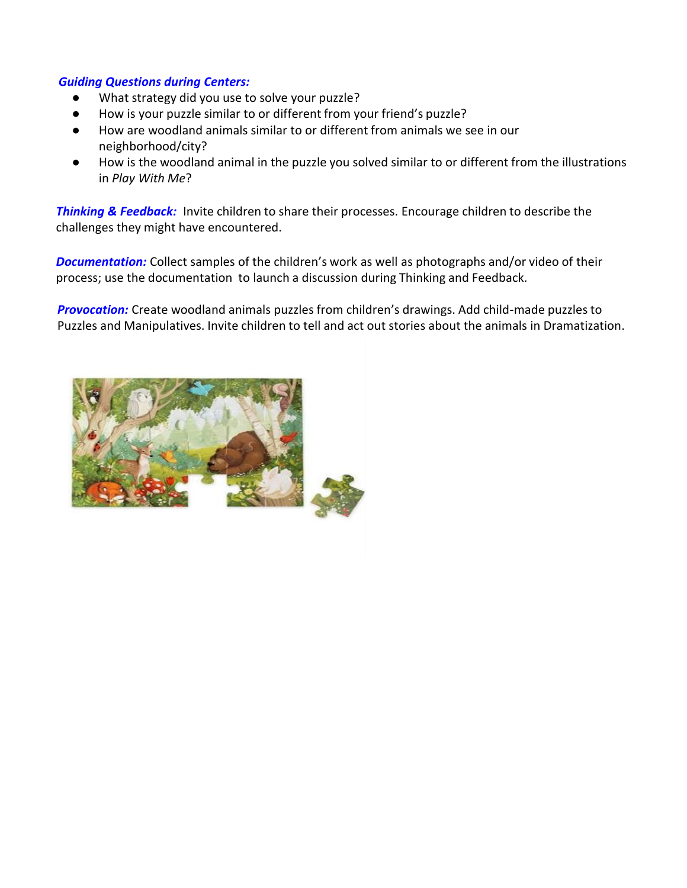***Guiding Questions during Centers:***

- What strategy did you use to solve your puzzle?
- How is your puzzle similar to or different from your friend's puzzle?
- How are woodland animals similar to or different from animals we see in our neighborhood/city?
- How is the woodland animal in the puzzle you solved similar to or different from the illustrations in *Play With Me*?

***Thinking & Feedback:*** Invite children to share their processes. Encourage children to describe the challenges they might have encountered.

***Documentation:*** Collect samples of the children's work as well as photographs and/or video of their process; use the documentation to launch a discussion during Thinking and Feedback.

***Provocation:*** Create woodland animals puzzles from children's drawings. Add child-made puzzles to Puzzles and Manipulatives. Invite children to tell and act out stories about the animals in Dramatization.